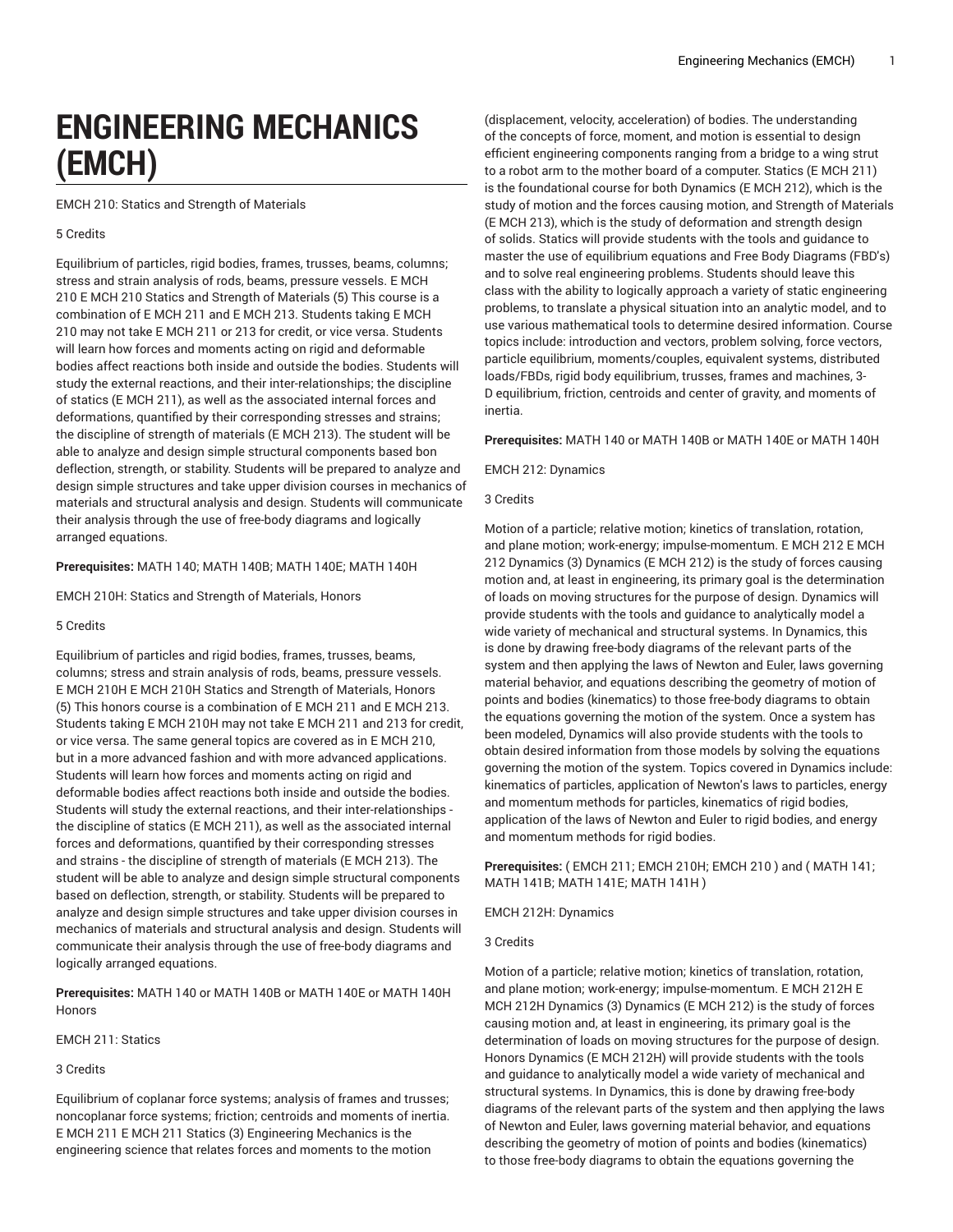# ENGINEERING MECHANICS (EMCH)

EMCH 210: Statics and Strength of Materials

5 Credits

Equilibrium of particles, rigid bodies, frames, trusses, beams, columns; stress and strain analysis of rods, beams, pressure vessels. E MCH 210 E MCH 210 Statics and Strength of Materials (5) This course is a combination of E MCH 211 and E MCH 213. Students taking E MCH 210 may not take E MCH 211 or 213 for credit, or vice versa. Students will learn how forces and moments acting on rigid and deformable bodies affect reactions both inside and outside the bodies. Students will study the external reactions, and their inter-relationships; the discipline of statics (E MCH 211), as well as the associated internal forces and deformations, quantified by their corresponding stresses and strains; the discipline of strength of materials (E MCH 213). The student will be able to analyze and design simple structural components based bon deflection, strength, or stability. Students will be prepared to analyze and design simple structures and take upper division courses in mechanics of materials and structural analysis and design. Students will communicate their analysis through the use of free-body diagrams and logically arranged equations.

**Prerequisites:** MATH 140; MATH 140B; MATH 140E; MATH 140H

EMCH 210H: Statics and Strength of Materials, Honors

5 Credits

Equilibrium of particles and rigid bodies, frames, trusses, beams, columns; stress and strain analysis of rods, beams, pressure vessels. E MCH 210H E MCH 210H Statics and Strength of Materials, Honors (5) This honors course is a combination of E MCH 211 and E MCH 213. Students taking E MCH 210H may not take E MCH 211 and 213 for credit, or vice versa. The same general topics are covered as in E MCH 210, but in a more advanced fashion and with more advanced applications. Students will learn how forces and moments acting on rigid and deformable bodies affect reactions both inside and outside the bodies. Students will study the external reactions, and their inter-relationships - the discipline of statics (E MCH 211), as well as the associated internal forces and deformations, quantified by their corresponding stresses and strains - the discipline of strength of materials (E MCH 213). The student will be able to analyze and design simple structural components based on deflection, strength, or stability. Students will be prepared to analyze and design simple structures and take upper division courses in mechanics of materials and structural analysis and design. Students will communicate their analysis through the use of free-body diagrams and logically arranged equations.

**Prerequisites:** MATH 140 or MATH 140B or MATH 140E or MATH 140H Honors

EMCH 211: Statics

3 Credits

Equilibrium of coplanar force systems; analysis of frames and trusses; noncoplanar force systems; friction; centroids and moments of inertia. E MCH 211 E MCH 211 Statics (3) Engineering Mechanics is the engineering science that relates forces and moments to the motion (displacement, velocity, acceleration) of bodies. The understanding of the concepts of force, moment, and motion is essential to design efficient engineering components ranging from a bridge to a wing strut to a robot arm to the mother board of a computer. Statics (E MCH 211) is the foundational course for both Dynamics (E MCH 212), which is the study of motion and the forces causing motion, and Strength of Materials (E MCH 213), which is the study of deformation and strength design of solids. Statics will provide students with the tools and guidance to master the use of equilibrium equations and Free Body Diagrams (FBD's) and to solve real engineering problems. Students should leave this class with the ability to logically approach a variety of static engineering problems, to translate a physical situation into an analytic model, and to use various mathematical tools to determine desired information. Course topics include: introduction and vectors, problem solving, force vectors, particle equilibrium, moments/couples, equivalent systems, distributed loads/FBDs, rigid body equilibrium, trusses, frames and machines, 3-D equilibrium, friction, centroids and center of gravity, and moments of inertia.

**Prerequisites:** MATH 140 or MATH 140B or MATH 140E or MATH 140H

EMCH 212: Dynamics

3 Credits

Motion of a particle; relative motion; kinetics of translation, rotation, and plane motion; work-energy; impulse-momentum. E MCH 212 E MCH 212 Dynamics (3) Dynamics (E MCH 212) is the study of forces causing motion and, at least in engineering, its primary goal is the determination of loads on moving structures for the purpose of design. Dynamics will provide students with the tools and guidance to analytically model a wide variety of mechanical and structural systems. In Dynamics, this is done by drawing free-body diagrams of the relevant parts of the system and then applying the laws of Newton and Euler, laws governing material behavior, and equations describing the geometry of motion of points and bodies (kinematics) to those free-body diagrams to obtain the equations governing the motion of the system. Once a system has been modeled, Dynamics will also provide students with the tools to obtain desired information from those models by solving the equations governing the motion of the system. Topics covered in Dynamics include: kinematics of particles, application of Newton's laws to particles, energy and momentum methods for particles, kinematics of rigid bodies, application of the laws of Newton and Euler to rigid bodies, and energy and momentum methods for rigid bodies.

**Prerequisites:** ( EMCH 211; EMCH 210H; EMCH 210 ) and ( MATH 141; MATH 141B; MATH 141E; MATH 141H )

EMCH 212H: Dynamics

3 Credits

Motion of a particle; relative motion; kinetics of translation, rotation, and plane motion; work-energy; impulse-momentum. E MCH 212H E MCH 212H Dynamics (3) Dynamics (E MCH 212) is the study of forces causing motion and, at least in engineering, its primary goal is the determination of loads on moving structures for the purpose of design. Honors Dynamics (E MCH 212H) will provide students with the tools and guidance to analytically model a wide variety of mechanical and structural systems. In Dynamics, this is done by drawing free-body diagrams of the relevant parts of the system and then applying the laws of Newton and Euler, laws governing material behavior, and equations describing the geometry of motion of points and bodies (kinematics) to those free-body diagrams to obtain the equations governing the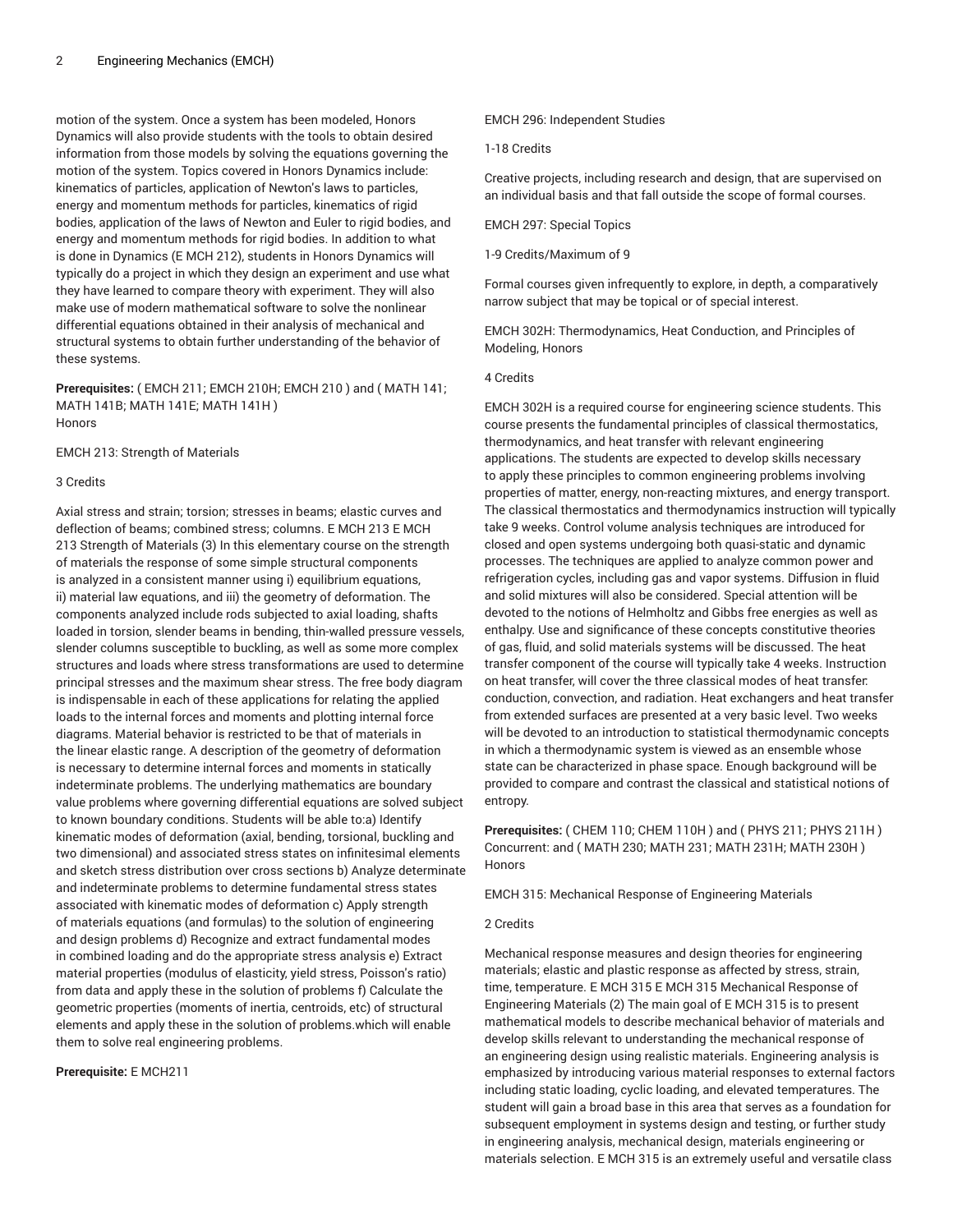motion of the system. Once a system has been modeled, Honors Dynamics will also provide students with the tools to obtain desired information from those models by solving the equations governing the motion of the system. Topics covered in Honors Dynamics include: kinematics of particles, application of Newton's laws to particles, energy and momentum methods for particles, kinematics of rigid bodies, application of the laws of Newton and Euler to rigid bodies, and energy and momentum methods for rigid bodies. In addition to what is done in Dynamics (E MCH 212), students in Honors Dynamics will typically do a project in which they design an experiment and use what they have learned to compare theory with experiment. They will also make use of modern mathematical software to solve the nonlinear differential equations obtained in their analysis of mechanical and structural systems to obtain further understanding of the behavior of these systems.

**Prerequisites:** ( EMCH 211; EMCH 210H; EMCH 210 ) and ( MATH 141; MATH 141B; MATH 141E; MATH 141H )
Honors

EMCH 213: Strength of Materials

3 Credits

Axial stress and strain; torsion; stresses in beams; elastic curves and deflection of beams; combined stress; columns. E MCH 213 E MCH 213 Strength of Materials (3) In this elementary course on the strength of materials the response of some simple structural components is analyzed in a consistent manner using i) equilibrium equations, ii) material law equations, and iii) the geometry of deformation. The components analyzed include rods subjected to axial loading, shafts loaded in torsion, slender beams in bending, thin-walled pressure vessels, slender columns susceptible to buckling, as well as some more complex structures and loads where stress transformations are used to determine principal stresses and the maximum shear stress. The free body diagram is indispensable in each of these applications for relating the applied loads to the internal forces and moments and plotting internal force diagrams. Material behavior is restricted to be that of materials in the linear elastic range. A description of the geometry of deformation is necessary to determine internal forces and moments in statically indeterminate problems. The underlying mathematics are boundary value problems where governing differential equations are solved subject to known boundary conditions. Students will be able to:a) Identify kinematic modes of deformation (axial, bending, torsional, buckling and two dimensional) and associated stress states on infinitesimal elements and sketch stress distribution over cross sections b) Analyze determinate and indeterminate problems to determine fundamental stress states associated with kinematic modes of deformation c) Apply strength of materials equations (and formulas) to the solution of engineering and design problems d) Recognize and extract fundamental modes in combined loading and do the appropriate stress analysis e) Extract material properties (modulus of elasticity, yield stress, Poisson's ratio) from data and apply these in the solution of problems f) Calculate the geometric properties (moments of inertia, centroids, etc) of structural elements and apply these in the solution of problems.which will enable them to solve real engineering problems.

**Prerequisite:** E MCH211

EMCH 296: Independent Studies

1-18 Credits

Creative projects, including research and design, that are supervised on an individual basis and that fall outside the scope of formal courses.

EMCH 297: Special Topics

1-9 Credits/Maximum of 9

Formal courses given infrequently to explore, in depth, a comparatively narrow subject that may be topical or of special interest.

EMCH 302H: Thermodynamics, Heat Conduction, and Principles of Modeling, Honors

4 Credits

EMCH 302H is a required course for engineering science students. This course presents the fundamental principles of classical thermostatics, thermodynamics, and heat transfer with relevant engineering applications. The students are expected to develop skills necessary to apply these principles to common engineering problems involving properties of matter, energy, non-reacting mixtures, and energy transport. The classical thermostatics and thermodynamics instruction will typically take 9 weeks. Control volume analysis techniques are introduced for closed and open systems undergoing both quasi-static and dynamic processes. The techniques are applied to analyze common power and refrigeration cycles, including gas and vapor systems. Diffusion in fluid and solid mixtures will also be considered. Special attention will be devoted to the notions of Helmholtz and Gibbs free energies as well as enthalpy. Use and significance of these concepts constitutive theories of gas, fluid, and solid materials systems will be discussed. The heat transfer component of the course will typically take 4 weeks. Instruction on heat transfer, will cover the three classical modes of heat transfer: conduction, convection, and radiation. Heat exchangers and heat transfer from extended surfaces are presented at a very basic level. Two weeks will be devoted to an introduction to statistical thermodynamic concepts in which a thermodynamic system is viewed as an ensemble whose state can be characterized in phase space. Enough background will be provided to compare and contrast the classical and statistical notions of entropy.

**Prerequisites:** ( CHEM 110; CHEM 110H ) and ( PHYS 211; PHYS 211H )
Concurrent: and ( MATH 230; MATH 231; MATH 231H; MATH 230H )
Honors

EMCH 315: Mechanical Response of Engineering Materials

2 Credits

Mechanical response measures and design theories for engineering materials; elastic and plastic response as affected by stress, strain, time, temperature. E MCH 315 E MCH 315 Mechanical Response of Engineering Materials (2) The main goal of E MCH 315 is to present mathematical models to describe mechanical behavior of materials and develop skills relevant to understanding the mechanical response of an engineering design using realistic materials. Engineering analysis is emphasized by introducing various material responses to external factors including static loading, cyclic loading, and elevated temperatures. The student will gain a broad base in this area that serves as a foundation for subsequent employment in systems design and testing, or further study in engineering analysis, mechanical design, materials engineering or materials selection. E MCH 315 is an extremely useful and versatile class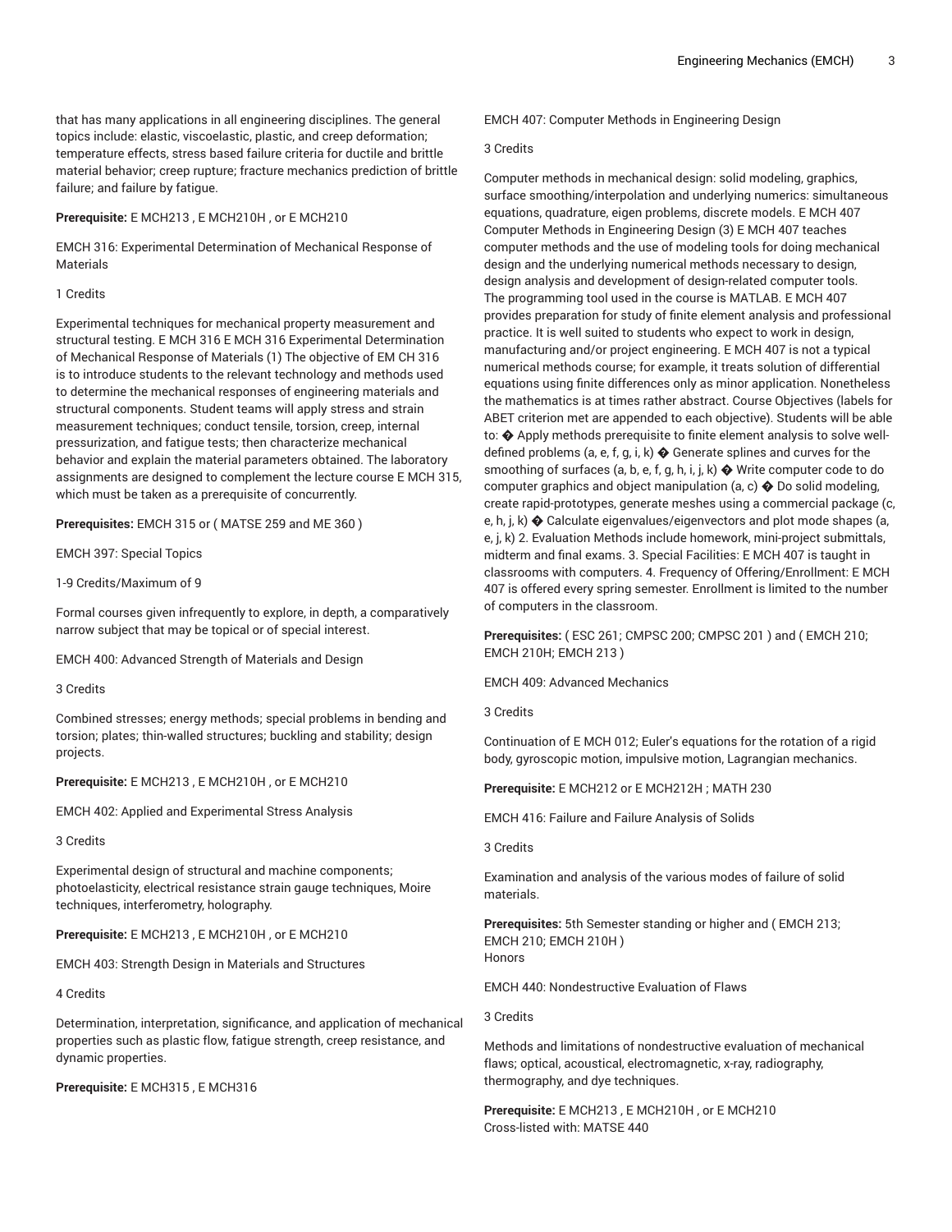that has many applications in all engineering disciplines. The general topics include: elastic, viscoelastic, plastic, and creep deformation; temperature effects, stress based failure criteria for ductile and brittle material behavior; creep rupture; fracture mechanics prediction of brittle failure; and failure by fatigue.

**Prerequisite:** E MCH213 , E MCH210H , or E MCH210

EMCH 316: Experimental Determination of Mechanical Response of Materials

1 Credits

Experimental techniques for mechanical property measurement and structural testing. E MCH 316 E MCH 316 Experimental Determination of Mechanical Response of Materials (1) The objective of EM CH 316 is to introduce students to the relevant technology and methods used to determine the mechanical responses of engineering materials and structural components. Student teams will apply stress and strain measurement techniques; conduct tensile, torsion, creep, internal pressurization, and fatigue tests; then characterize mechanical behavior and explain the material parameters obtained. The laboratory assignments are designed to complement the lecture course E MCH 315, which must be taken as a prerequisite of concurrently.

**Prerequisites:** EMCH 315 or ( MATSE 259 and ME 360 )

EMCH 397: Special Topics

1-9 Credits/Maximum of 9

Formal courses given infrequently to explore, in depth, a comparatively narrow subject that may be topical or of special interest.

EMCH 400: Advanced Strength of Materials and Design

3 Credits

Combined stresses; energy methods; special problems in bending and torsion; plates; thin-walled structures; buckling and stability; design projects.

**Prerequisite:** E MCH213 , E MCH210H , or E MCH210

EMCH 402: Applied and Experimental Stress Analysis

3 Credits

Experimental design of structural and machine components; photoelasticity, electrical resistance strain gauge techniques, Moire techniques, interferometry, holography.

**Prerequisite:** E MCH213 , E MCH210H , or E MCH210

EMCH 403: Strength Design in Materials and Structures

4 Credits

Determination, interpretation, significance, and application of mechanical properties such as plastic flow, fatigue strength, creep resistance, and dynamic properties.

**Prerequisite:** E MCH315 , E MCH316

EMCH 407: Computer Methods in Engineering Design

3 Credits

Computer methods in mechanical design: solid modeling, graphics, surface smoothing/interpolation and underlying numerics: simultaneous equations, quadrature, eigen problems, discrete models. E MCH 407 Computer Methods in Engineering Design (3) E MCH 407 teaches computer methods and the use of modeling tools for doing mechanical design and the underlying numerical methods necessary to design, design analysis and development of design-related computer tools. The programming tool used in the course is MATLAB. E MCH 407 provides preparation for study of finite element analysis and professional practice. It is well suited to students who expect to work in design, manufacturing and/or project engineering. E MCH 407 is not a typical numerical methods course; for example, it treats solution of differential equations using finite differences only as minor application. Nonetheless the mathematics is at times rather abstract. Course Objectives (labels for ABET criterion met are appended to each objective). Students will be able to: � Apply methods prerequisite to finite element analysis to solve well-defined problems (a, e, f, g, i, k) � Generate splines and curves for the smoothing of surfaces (a, b, e, f, g, h, i, j, k) � Write computer code to do computer graphics and object manipulation (a, c) � Do solid modeling, create rapid-prototypes, generate meshes using a commercial package (c, e, h, j, k) � Calculate eigenvalues/eigenvectors and plot mode shapes (a, e, j, k) 2. Evaluation Methods include homework, mini-project submittals, midterm and final exams. 3. Special Facilities: E MCH 407 is taught in classrooms with computers. 4. Frequency of Offering/Enrollment: E MCH 407 is offered every spring semester. Enrollment is limited to the number of computers in the classroom.

**Prerequisites:** ( ESC 261; CMPSC 200; CMPSC 201 ) and ( EMCH 210; EMCH 210H; EMCH 213 )

EMCH 409: Advanced Mechanics

3 Credits

Continuation of E MCH 012; Euler's equations for the rotation of a rigid body, gyroscopic motion, impulsive motion, Lagrangian mechanics.

**Prerequisite:** E MCH212 or E MCH212H ; MATH 230

EMCH 416: Failure and Failure Analysis of Solids

3 Credits

Examination and analysis of the various modes of failure of solid materials.

**Prerequisites:** 5th Semester standing or higher and ( EMCH 213; EMCH 210; EMCH 210H )
Honors

EMCH 440: Nondestructive Evaluation of Flaws

3 Credits

Methods and limitations of nondestructive evaluation of mechanical flaws; optical, acoustical, electromagnetic, x-ray, radiography, thermography, and dye techniques.

**Prerequisite:** E MCH213 , E MCH210H , or E MCH210
Cross-listed with: MATSE 440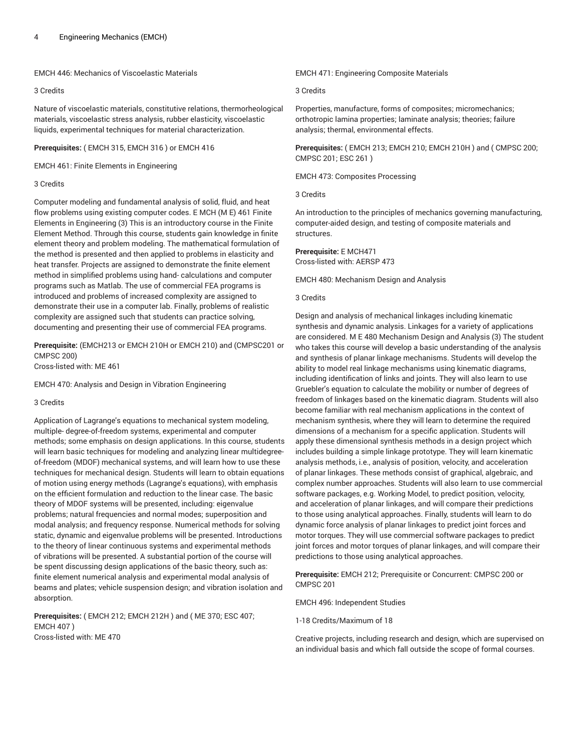EMCH 446: Mechanics of Viscoelastic Materials

3 Credits

Nature of viscoelastic materials, constitutive relations, thermorheological materials, viscoelastic stress analysis, rubber elasticity, viscoelastic liquids, experimental techniques for material characterization.

**Prerequisites:** ( EMCH 315, EMCH 316 ) or EMCH 416

EMCH 461: Finite Elements in Engineering

3 Credits

Computer modeling and fundamental analysis of solid, fluid, and heat flow problems using existing computer codes. E MCH (M E) 461 Finite Elements in Engineering (3) This is an introductory course in the Finite Element Method. Through this course, students gain knowledge in finite element theory and problem modeling. The mathematical formulation of the method is presented and then applied to problems in elasticity and heat transfer. Projects are assigned to demonstrate the finite element method in simplified problems using hand- calculations and computer programs such as Matlab. The use of commercial FEA programs is introduced and problems of increased complexity are assigned to demonstrate their use in a computer lab. Finally, problems of realistic complexity are assigned such that students can practice solving, documenting and presenting their use of commercial FEA programs.

**Prerequisite:** (EMCH213 or EMCH 210H or EMCH 210) and (CMPSC201 or CMPSC 200)
Cross-listed with: ME 461

EMCH 470: Analysis and Design in Vibration Engineering

3 Credits

Application of Lagrange's equations to mechanical system modeling, multiple- degree-of-freedom systems, experimental and computer methods; some emphasis on design applications. In this course, students will learn basic techniques for modeling and analyzing linear multidegree-of-freedom (MDOF) mechanical systems, and will learn how to use these techniques for mechanical design. Students will learn to obtain equations of motion using energy methods (Lagrange's equations), with emphasis on the efficient formulation and reduction to the linear case. The basic theory of MDOF systems will be presented, including: eigenvalue problems; natural frequencies and normal modes; superposition and modal analysis; and frequency response. Numerical methods for solving static, dynamic and eigenvalue problems will be presented. Introductions to the theory of linear continuous systems and experimental methods of vibrations will be presented. A substantial portion of the course will be spent discussing design applications of the basic theory, such as: finite element numerical analysis and experimental modal analysis of beams and plates; vehicle suspension design; and vibration isolation and absorption.

**Prerequisites:** ( EMCH 212; EMCH 212H ) and ( ME 370; ESC 407; EMCH 407 )
Cross-listed with: ME 470

EMCH 471: Engineering Composite Materials

3 Credits

Properties, manufacture, forms of composites; micromechanics; orthotropic lamina properties; laminate analysis; theories; failure analysis; thermal, environmental effects.

**Prerequisites:** ( EMCH 213; EMCH 210; EMCH 210H ) and ( CMPSC 200; CMPSC 201; ESC 261 )

EMCH 473: Composites Processing

3 Credits

An introduction to the principles of mechanics governing manufacturing, computer-aided design, and testing of composite materials and structures.

**Prerequisite:** E MCH471
Cross-listed with: AERSP 473

EMCH 480: Mechanism Design and Analysis

3 Credits

Design and analysis of mechanical linkages including kinematic synthesis and dynamic analysis. Linkages for a variety of applications are considered. M E 480 Mechanism Design and Analysis (3) The student who takes this course will develop a basic understanding of the analysis and synthesis of planar linkage mechanisms. Students will develop the ability to model real linkage mechanisms using kinematic diagrams, including identification of links and joints. They will also learn to use Gruebler's equation to calculate the mobility or number of degrees of freedom of linkages based on the kinematic diagram. Students will also become familiar with real mechanism applications in the context of mechanism synthesis, where they will learn to determine the required dimensions of a mechanism for a specific application. Students will apply these dimensional synthesis methods in a design project which includes building a simple linkage prototype. They will learn kinematic analysis methods, i.e., analysis of position, velocity, and acceleration of planar linkages. These methods consist of graphical, algebraic, and complex number approaches. Students will also learn to use commercial software packages, e.g. Working Model, to predict position, velocity, and acceleration of planar linkages, and will compare their predictions to those using analytical approaches. Finally, students will learn to do dynamic force analysis of planar linkages to predict joint forces and motor torques. They will use commercial software packages to predict joint forces and motor torques of planar linkages, and will compare their predictions to those using analytical approaches.

**Prerequisite:** EMCH 212; Prerequisite or Concurrent: CMPSC 200 or CMPSC 201

EMCH 496: Independent Studies

1-18 Credits/Maximum of 18

Creative projects, including research and design, which are supervised on an individual basis and which fall outside the scope of formal courses.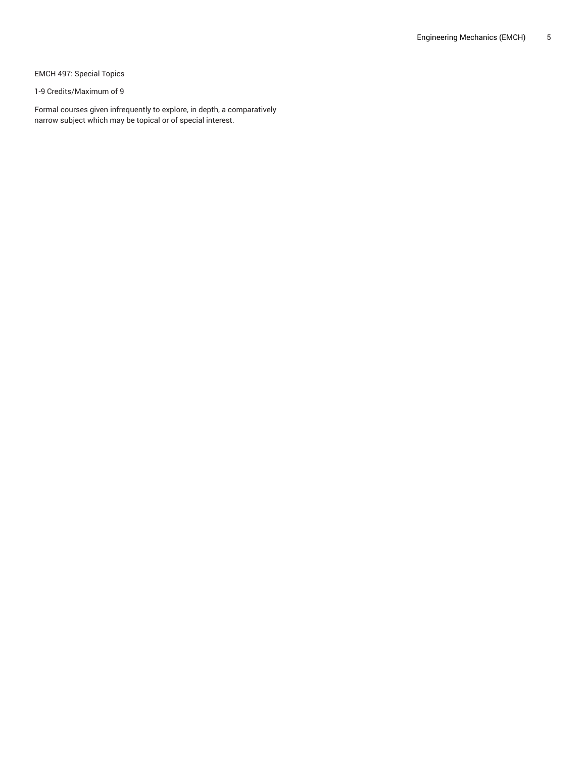EMCH 497: Special Topics

1-9 Credits/Maximum of 9

Formal courses given infrequently to explore, in depth, a comparatively narrow subject which may be topical or of special interest.